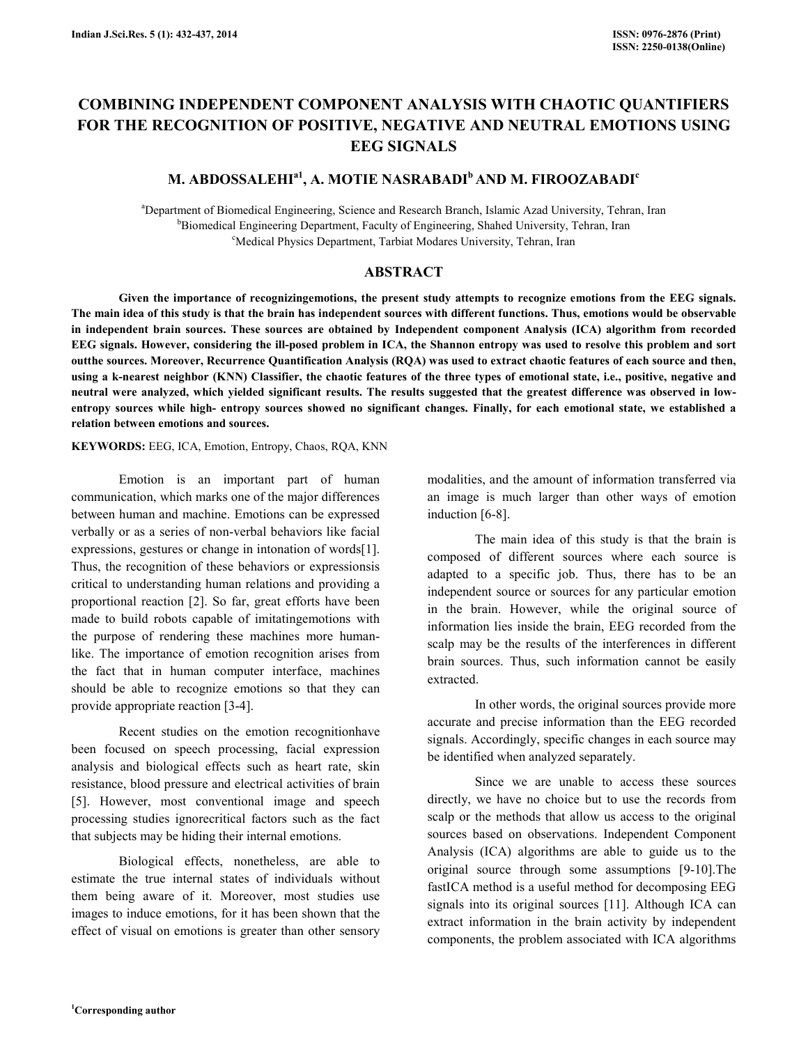# COMBINING INDEPENDENT COMPONENT ANALYSIS WITH CHAOTIC QUANTIFIERS FOR THE RECOGNITION OF POSITIVE, NEGATIVE AND NEUTRAL EMOTIONS USING EEG SIGNALS

**M. ABDOSSALEHI[a1], A. MOTIE NASRABADI[b] AND M. FIROOZABADI[c]**

[a]Department of Biomedical Engineering, Science and Research Branch, Islamic Azad University, Tehran, Iran
[b]Biomedical Engineering Department, Faculty of Engineering, Shahed University, Tehran, Iran
[c]Medical Physics Department, Tarbiat Modares University, Tehran, Iran

## ABSTRACT

**Given the importance of recognizingemotions, the present study attempts to recognize emotions from the EEG signals. The main idea of this study is that the brain has independent sources with different functions. Thus, emotions would be observable in independent brain sources. These sources are obtained by Independent component Analysis (ICA) algorithm from recorded EEG signals. However, considering the ill-posed problem in ICA, the Shannon entropy was used to resolve this problem and sort outthe sources. Moreover, Recurrence Quantification Analysis (RQA) was used to extract chaotic features of each source and then, using a k-nearest neighbor (KNN) Classifier, the chaotic features of the three types of emotional state, i.e., positive, negative and neutral were analyzed, which yielded significant results. The results suggested that the greatest difference was observed in low-entropy sources while high- entropy sources showed no significant changes. Finally, for each emotional state, we established a relation between emotions and sources.**

**KEYWORDS:** EEG, ICA, Emotion, Entropy, Chaos, RQA, KNN

Emotion is an important part of human communication, which marks one of the major differences between human and machine. Emotions can be expressed verbally or as a series of non-verbal behaviors like facial expressions, gestures or change in intonation of words[1]. Thus, the recognition of these behaviors or expressionsis critical to understanding human relations and providing a proportional reaction [2]. So far, great efforts have been made to build robots capable of imitatingemotions with the purpose of rendering these machines more human-like. The importance of emotion recognition arises from the fact that in human computer interface, machines should be able to recognize emotions so that they can provide appropriate reaction [3-4].

Recent studies on the emotion recognitionhave been focused on speech processing, facial expression analysis and biological effects such as heart rate, skin resistance, blood pressure and electrical activities of brain [5]. However, most conventional image and speech processing studies ignorecritical factors such as the fact that subjects may be hiding their internal emotions.

Biological effects, nonetheless, are able to estimate the true internal states of individuals without them being aware of it. Moreover, most studies use images to induce emotions, for it has been shown that the effect of visual on emotions is greater than other sensory modalities, and the amount of information transferred via an image is much larger than other ways of emotion induction [6-8].

The main idea of this study is that the brain is composed of different sources where each source is adapted to a specific job. Thus, there has to be an independent source or sources for any particular emotion in the brain. However, while the original source of information lies inside the brain, EEG recorded from the scalp may be the results of the interferences in different brain sources. Thus, such information cannot be easily extracted.

In other words, the original sources provide more accurate and precise information than the EEG recorded signals. Accordingly, specific changes in each source may be identified when analyzed separately.

Since we are unable to access these sources directly, we have no choice but to use the records from scalp or the methods that allow us access to the original sources based on observations. Independent Component Analysis (ICA) algorithms are able to guide us to the original source through some assumptions [9-10].The fastICA method is a useful method for decomposing EEG signals into its original sources [11]. Although ICA can extract information in the brain activity by independent components, the problem associated with ICA algorithms

[1]Corresponding author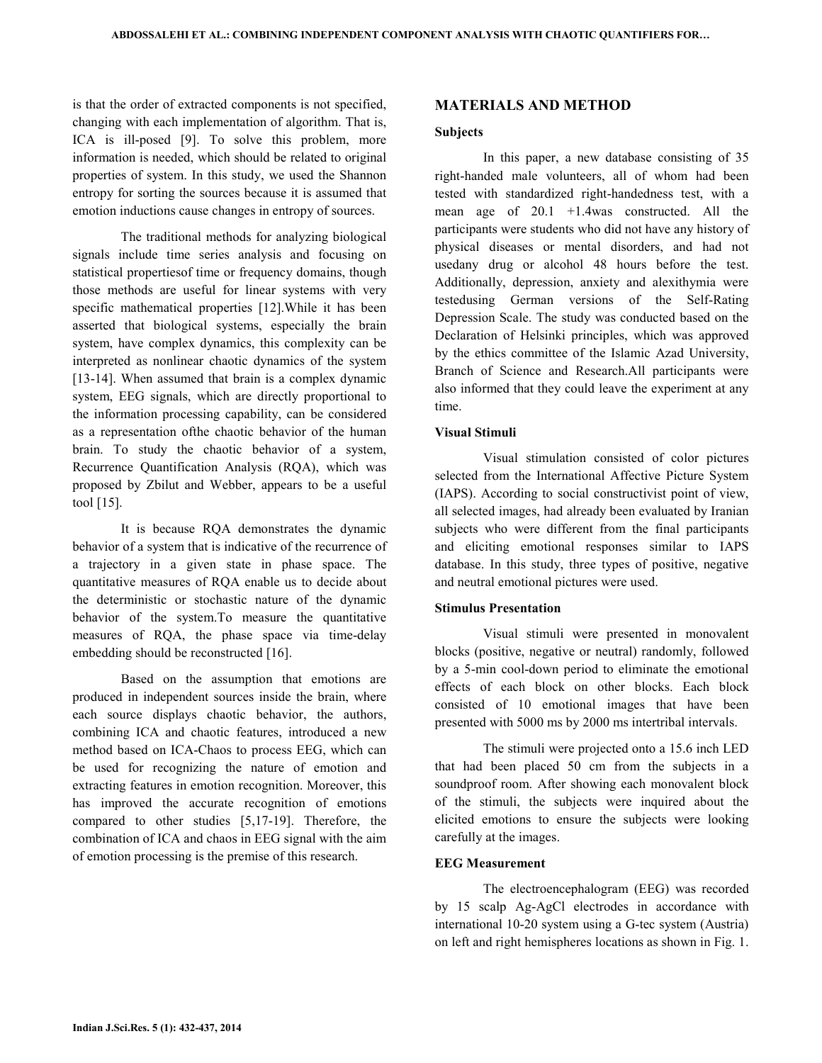is that the order of extracted components is not specified, changing with each implementation of algorithm. That is, ICA is ill-posed [9]. To solve this problem, more information is needed, which should be related to original properties of system. In this study, we used the Shannon entropy for sorting the sources because it is assumed that emotion inductions cause changes in entropy of sources.

The traditional methods for analyzing biological signals include time series analysis and focusing on statistical propertiesof time or frequency domains, though those methods are useful for linear systems with very specific mathematical properties [12].While it has been asserted that biological systems, especially the brain system, have complex dynamics, this complexity can be interpreted as nonlinear chaotic dynamics of the system [13-14]. When assumed that brain is a complex dynamic system, EEG signals, which are directly proportional to the information processing capability, can be considered as a representation ofthe chaotic behavior of the human brain. To study the chaotic behavior of a system, Recurrence Quantification Analysis (RQA), which was proposed by Zbilut and Webber, appears to be a useful tool [15].

It is because RQA demonstrates the dynamic behavior of a system that is indicative of the recurrence of a trajectory in a given state in phase space. The quantitative measures of RQA enable us to decide about the deterministic or stochastic nature of the dynamic behavior of the system.To measure the quantitative measures of RQA, the phase space via time-delay embedding should be reconstructed [16].

Based on the assumption that emotions are produced in independent sources inside the brain, where each source displays chaotic behavior, the authors, combining ICA and chaotic features, introduced a new method based on ICA-Chaos to process EEG, which can be used for recognizing the nature of emotion and extracting features in emotion recognition. Moreover, this has improved the accurate recognition of emotions compared to other studies [5,17-19]. Therefore, the combination of ICA and chaos in EEG signal with the aim of emotion processing is the premise of this research.

## MATERIALS AND METHOD

### Subjects

In this paper, a new database consisting of 35 right-handed male volunteers, all of whom had been tested with standardized right-handedness test, with a mean age of 20.1 +1.4was constructed. All the participants were students who did not have any history of physical diseases or mental disorders, and had not usedany drug or alcohol 48 hours before the test. Additionally, depression, anxiety and alexithymia were testedusing German versions of the Self-Rating Depression Scale. The study was conducted based on the Declaration of Helsinki principles, which was approved by the ethics committee of the Islamic Azad University, Branch of Science and Research.All participants were also informed that they could leave the experiment at any time.

### Visual Stimuli

Visual stimulation consisted of color pictures selected from the International Affective Picture System (IAPS). According to social constructivist point of view, all selected images, had already been evaluated by Iranian subjects who were different from the final participants and eliciting emotional responses similar to IAPS database. In this study, three types of positive, negative and neutral emotional pictures were used.

### Stimulus Presentation

Visual stimuli were presented in monovalent blocks (positive, negative or neutral) randomly, followed by a 5-min cool-down period to eliminate the emotional effects of each block on other blocks. Each block consisted of 10 emotional images that have been presented with 5000 ms by 2000 ms intertribal intervals.

The stimuli were projected onto a 15.6 inch LED that had been placed 50 cm from the subjects in a soundproof room. After showing each monovalent block of the stimuli, the subjects were inquired about the elicited emotions to ensure the subjects were looking carefully at the images.

### EEG Measurement

The electroencephalogram (EEG) was recorded by 15 scalp Ag-AgCl electrodes in accordance with international 10-20 system using a G-tec system (Austria) on left and right hemispheres locations as shown in Fig. 1.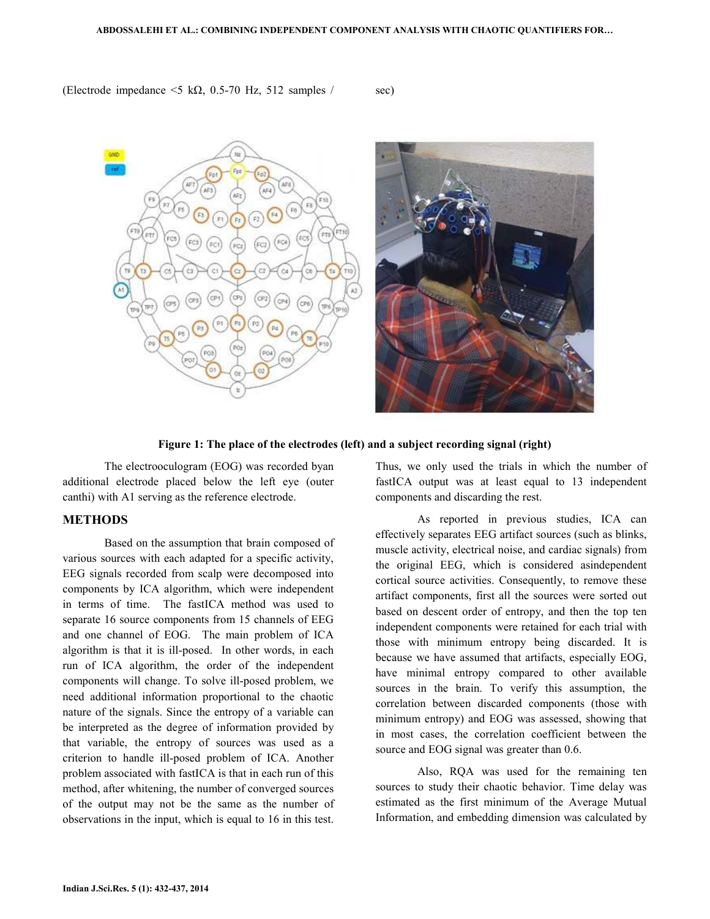(Electrode impedance <5 kΩ, 0.5-70 Hz, 512 samples / sec)

**Figure 1: The place of the electrodes (left) and a subject recording signal (right)**

The electrooculogram (EOG) was recorded byan additional electrode placed below the left eye (outer canthi) with A1 serving as the reference electrode.

## METHODS

Based on the assumption that brain composed of various sources with each adapted for a specific activity, EEG signals recorded from scalp were decomposed into components by ICA algorithm, which were independent in terms of time. The fastICA method was used to separate 16 source components from 15 channels of EEG and one channel of EOG. The main problem of ICA algorithm is that it is ill-posed. In other words, in each run of ICA algorithm, the order of the independent components will change. To solve ill-posed problem, we need additional information proportional to the chaotic nature of the signals. Since the entropy of a variable can be interpreted as the degree of information provided by that variable, the entropy of sources was used as a criterion to handle ill-posed problem of ICA. Another problem associated with fastICA is that in each run of this method, after whitening, the number of converged sources of the output may not be the same as the number of observations in the input, which is equal to 16 in this test. Thus, we only used the trials in which the number of fastICA output was at least equal to 13 independent components and discarding the rest.

As reported in previous studies, ICA can effectively separates EEG artifact sources (such as blinks, muscle activity, electrical noise, and cardiac signals) from the original EEG, which is considered asindependent cortical source activities. Consequently, to remove these artifact components, first all the sources were sorted out based on descent order of entropy, and then the top ten independent components were retained for each trial with those with minimum entropy being discarded. It is because we have assumed that artifacts, especially EOG, have minimal entropy compared to other available sources in the brain. To verify this assumption, the correlation between discarded components (those with minimum entropy) and EOG was assessed, showing that in most cases, the correlation coefficient between the source and EOG signal was greater than 0.6.

Also, RQA was used for the remaining ten sources to study their chaotic behavior. Time delay was estimated as the first minimum of the Average Mutual Information, and embedding dimension was calculated by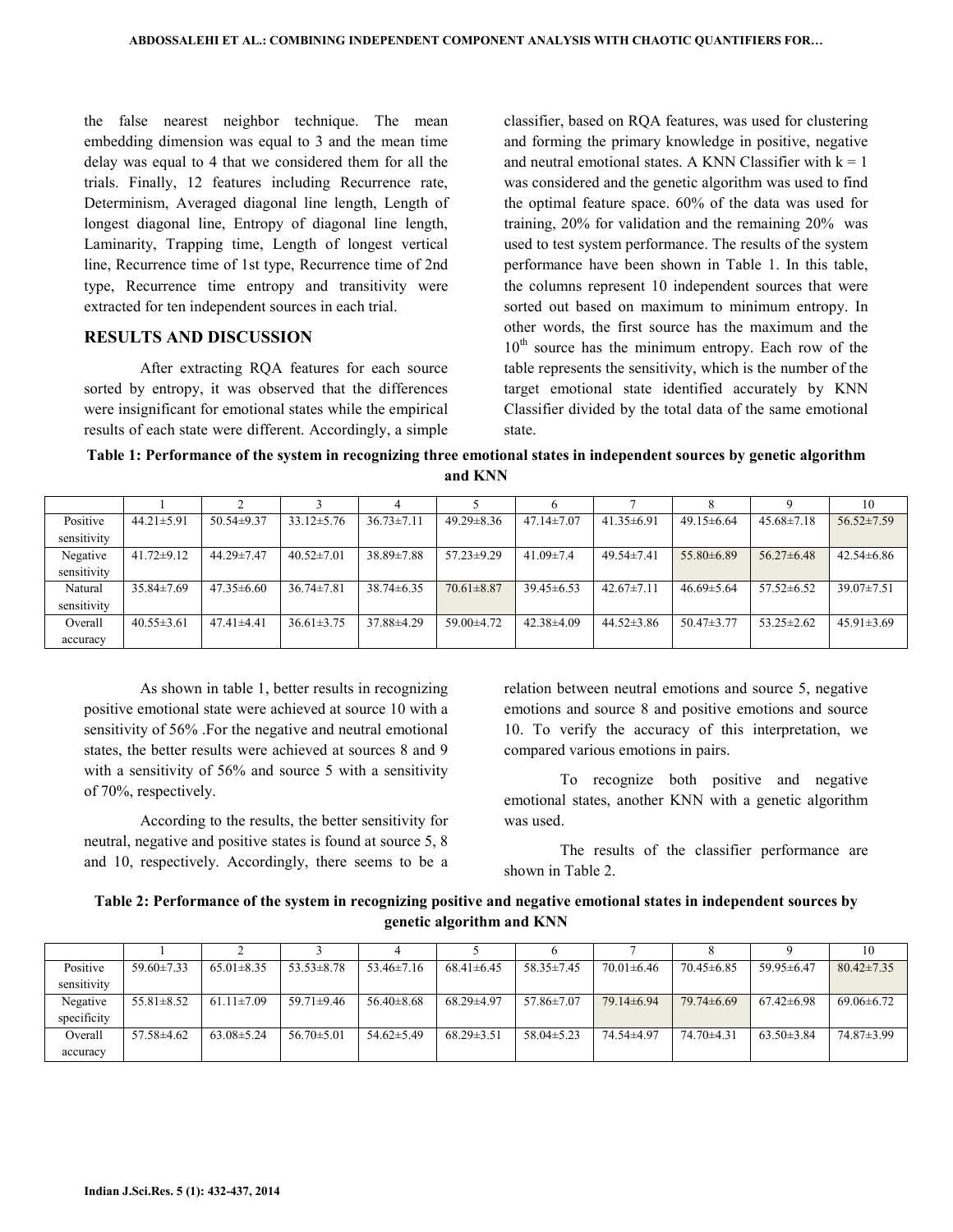the false nearest neighbor technique. The mean embedding dimension was equal to 3 and the mean time delay was equal to 4 that we considered them for all the trials. Finally, 12 features including Recurrence rate, Determinism, Averaged diagonal line length, Length of longest diagonal line, Entropy of diagonal line length, Laminarity, Trapping time, Length of longest vertical line, Recurrence time of 1st type, Recurrence time of 2nd type, Recurrence time entropy and transitivity were extracted for ten independent sources in each trial.

## RESULTS AND DISCUSSION

After extracting RQA features for each source sorted by entropy, it was observed that the differences were insignificant for emotional states while the empirical results of each state were different. Accordingly, a simple classifier, based on RQA features, was used for clustering and forming the primary knowledge in positive, negative and neutral emotional states. A KNN Classifier with k = 1 was considered and the genetic algorithm was used to find the optimal feature space. 60% of the data was used for training, 20% for validation and the remaining 20% was used to test system performance. The results of the system performance have been shown in Table 1. In this table, the columns represent 10 independent sources that were sorted out based on maximum to minimum entropy. In other words, the first source has the maximum and the 10th source has the minimum entropy. Each row of the table represents the sensitivity, which is the number of the target emotional state identified accurately by KNN Classifier divided by the total data of the same emotional state.

**Table 1: Performance of the system in recognizing three emotional states in independent sources by genetic algorithm and KNN**

| | 1 | 2 | 3 | 4 | 5 | 6 | 7 | 8 | 9 | 10 |
|---|---|---|---|---|---|---|---|---|---|---|
| Positive sensitivity | 44.21±5.91 | 50.54±9.37 | 33.12±5.76 | 36.73±7.11 | 49.29±8.36 | 47.14±7.07 | 41.35±6.91 | 49.15±6.64 | 45.68±7.18 | 56.52±7.59 |
| Negative sensitivity | 41.72±9.12 | 44.29±7.47 | 40.52±7.01 | 38.89±7.88 | 57.23±9.29 | 41.09±7.4 | 49.54±7.41 | 55.80±6.89 | 56.27±6.48 | 42.54±6.86 |
| Natural sensitivity | 35.84±7.69 | 47.35±6.60 | 36.74±7.81 | 38.74±6.35 | 70.61±8.87 | 39.45±6.53 | 42.67±7.11 | 46.69±5.64 | 57.52±6.52 | 39.07±7.51 |
| Overall accuracy | 40.55±3.61 | 47.41±4.41 | 36.61±3.75 | 37.88±4.29 | 59.00±4.72 | 42.38±4.09 | 44.52±3.86 | 50.47±3.77 | 53.25±2.62 | 45.91±3.69 |

As shown in table 1, better results in recognizing positive emotional state were achieved at source 10 with a sensitivity of 56% .For the negative and neutral emotional states, the better results were achieved at sources 8 and 9 with a sensitivity of 56% and source 5 with a sensitivity of 70%, respectively.

According to the results, the better sensitivity for neutral, negative and positive states is found at source 5, 8 and 10, respectively. Accordingly, there seems to be a relation between neutral emotions and source 5, negative emotions and source 8 and positive emotions and source 10. To verify the accuracy of this interpretation, we compared various emotions in pairs.

To recognize both positive and negative emotional states, another KNN with a genetic algorithm was used.

The results of the classifier performance are shown in Table 2.

**Table 2: Performance of the system in recognizing positive and negative emotional states in independent sources by genetic algorithm and KNN**

| | 1 | 2 | 3 | 4 | 5 | 6 | 7 | 8 | 9 | 10 |
|---|---|---|---|---|---|---|---|---|---|---|
| Positive sensitivity | 59.60±7.33 | 65.01±8.35 | 53.53±8.78 | 53.46±7.16 | 68.41±6.45 | 58.35±7.45 | 70.01±6.46 | 70.45±6.85 | 59.95±6.47 | 80.42±7.35 |
| Negative specificity | 55.81±8.52 | 61.11±7.09 | 59.71±9.46 | 56.40±8.68 | 68.29±4.97 | 57.86±7.07 | 79.14±6.94 | 79.74±6.69 | 67.42±6.98 | 69.06±6.72 |
| Overall accuracy | 57.58±4.62 | 63.08±5.24 | 56.70±5.01 | 54.62±5.49 | 68.29±3.51 | 58.04±5.23 | 74.54±4.97 | 74.70±4.31 | 63.50±3.84 | 74.87±3.99 |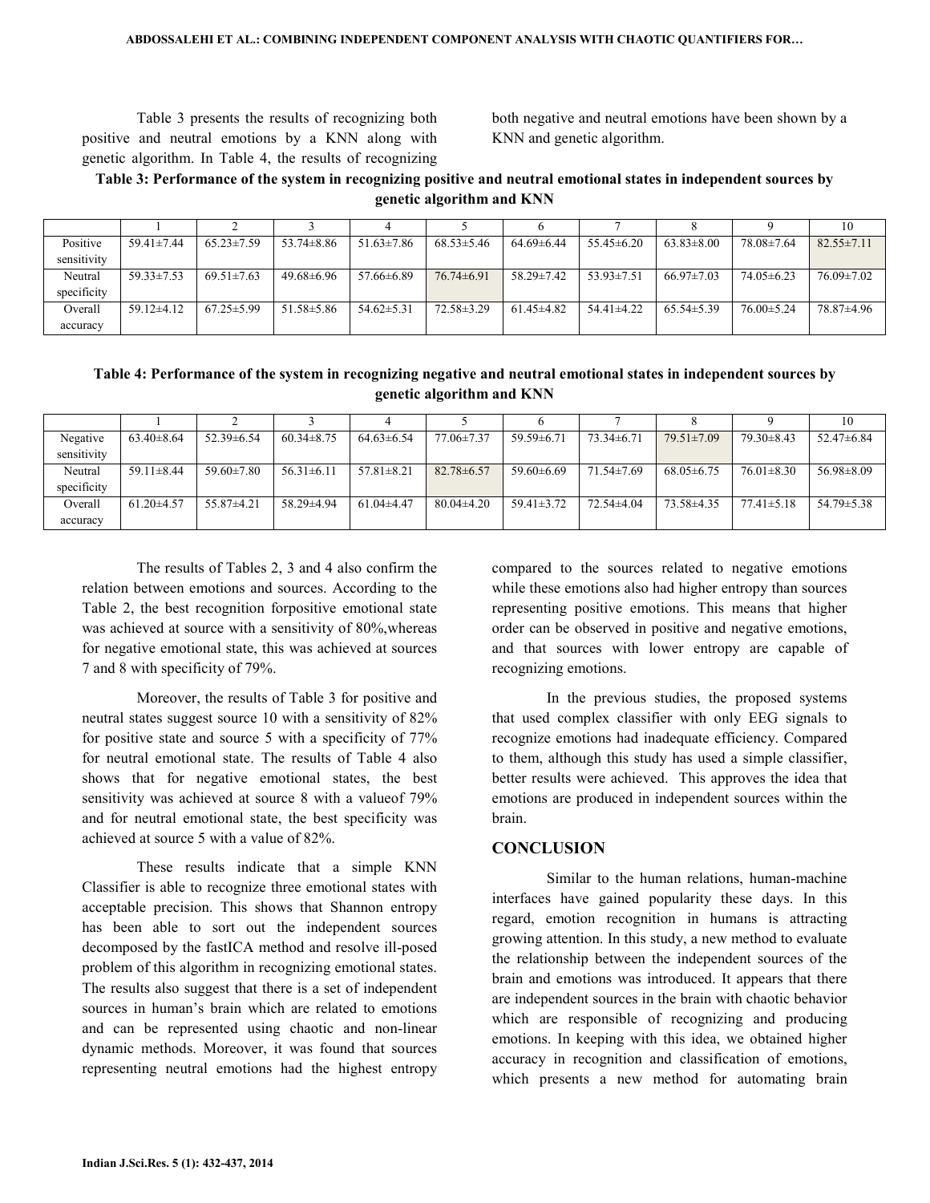Table 3 presents the results of recognizing both positive and neutral emotions by a KNN along with genetic algorithm. In Table 4, the results of recognizing both negative and neutral emotions have been shown by a KNN and genetic algorithm.

**Table 3: Performance of the system in recognizing positive and neutral emotional states in independent sources by genetic algorithm and KNN**

| | 1 | 2 | 3 | 4 | 5 | 6 | 7 | 8 | 9 | 10 |
|---|---|---|---|---|---|---|---|---|---|---|
| Positive sensitivity | 59.41±7.44 | 65.23±7.59 | 53.74±8.86 | 51.63±7.86 | 68.53±5.46 | 64.69±6.44 | 55.45±6.20 | 63.83±8.00 | 78.08±7.64 | 82.55±7.11 |
| Neutral specificity | 59.33±7.53 | 69.51±7.63 | 49.68±6.96 | 57.66±6.89 | 76.74±6.91 | 58.29±7.42 | 53.93±7.51 | 66.97±7.03 | 74.05±6.23 | 76.09±7.02 |
| Overall accuracy | 59.12±4.12 | 67.25±5.99 | 51.58±5.86 | 54.62±5.31 | 72.58±3.29 | 61.45±4.82 | 54.41±4.22 | 65.54±5.39 | 76.00±5.24 | 78.87±4.96 |

**Table 4: Performance of the system in recognizing negative and neutral emotional states in independent sources by genetic algorithm and KNN**

| | 1 | 2 | 3 | 4 | 5 | 6 | 7 | 8 | 9 | 10 |
|---|---|---|---|---|---|---|---|---|---|---|
| Negative sensitivity | 63.40±8.64 | 52.39±6.54 | 60.34±8.75 | 64.63±6.54 | 77.06±7.37 | 59.59±6.71 | 73.34±6.71 | 79.51±7.09 | 79.30±8.43 | 52.47±6.84 |
| Neutral specificity | 59.11±8.44 | 59.60±7.80 | 56.31±6.11 | 57.81±8.21 | 82.78±6.57 | 59.60±6.69 | 71.54±7.69 | 68.05±6.75 | 76.01±8.30 | 56.98±8.09 |
| Overall accuracy | 61.20±4.57 | 55.87±4.21 | 58.29±4.94 | 61.04±4.47 | 80.04±4.20 | 59.41±3.72 | 72.54±4.04 | 73.58±4.35 | 77.41±5.18 | 54.79±5.38 |

The results of Tables 2, 3 and 4 also confirm the relation between emotions and sources. According to the Table 2, the best recognition forpositive emotional state was achieved at source with a sensitivity of 80%,whereas for negative emotional state, this was achieved at sources 7 and 8 with specificity of 79%.

Moreover, the results of Table 3 for positive and neutral states suggest source 10 with a sensitivity of 82% for positive state and source 5 with a specificity of 77% for neutral emotional state. The results of Table 4 also shows that for negative emotional states, the best sensitivity was achieved at source 8 with a valueof 79% and for neutral emotional state, the best specificity was achieved at source 5 with a value of 82%.

These results indicate that a simple KNN Classifier is able to recognize three emotional states with acceptable precision. This shows that Shannon entropy has been able to sort out the independent sources decomposed by the fastICA method and resolve ill-posed problem of this algorithm in recognizing emotional states. The results also suggest that there is a set of independent sources in human's brain which are related to emotions and can be represented using chaotic and non-linear dynamic methods. Moreover, it was found that sources representing neutral emotions had the highest entropy compared to the sources related to negative emotions while these emotions also had higher entropy than sources representing positive emotions. This means that higher order can be observed in positive and negative emotions, and that sources with lower entropy are capable of recognizing emotions.

In the previous studies, the proposed systems that used complex classifier with only EEG signals to recognize emotions had inadequate efficiency. Compared to them, although this study has used a simple classifier, better results were achieved. This approves the idea that emotions are produced in independent sources within the brain.

## CONCLUSION

Similar to the human relations, human-machine interfaces have gained popularity these days. In this regard, emotion recognition in humans is attracting growing attention. In this study, a new method to evaluate the relationship between the independent sources of the brain and emotions was introduced. It appears that there are independent sources in the brain with chaotic behavior which are responsible of recognizing and producing emotions. In keeping with this idea, we obtained higher accuracy in recognition and classification of emotions, which presents a new method for automating brain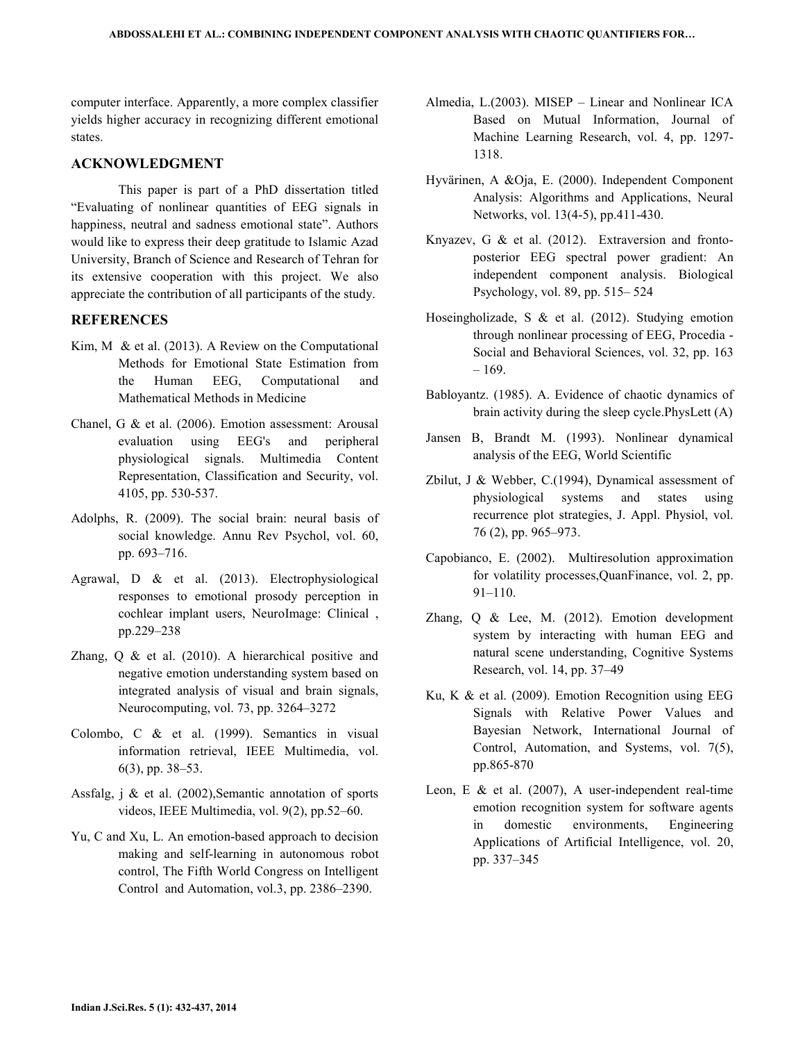computer interface. Apparently, a more complex classifier yields higher accuracy in recognizing different emotional states.

## ACKNOWLEDGMENT

This paper is part of a PhD dissertation titled "Evaluating of nonlinear quantities of EEG signals in happiness, neutral and sadness emotional state". Authors would like to express their deep gratitude to Islamic Azad University, Branch of Science and Research of Tehran for its extensive cooperation with this project. We also appreciate the contribution of all participants of the study.

## REFERENCES

Kim, M & et al. (2013). A Review on the Computational Methods for Emotional State Estimation from the Human EEG, Computational and Mathematical Methods in Medicine

Chanel, G & et al. (2006). Emotion assessment: Arousal evaluation using EEG's and peripheral physiological signals. Multimedia Content Representation, Classification and Security, vol. 4105, pp. 530-537.

Adolphs, R. (2009). The social brain: neural basis of social knowledge. Annu Rev Psychol, vol. 60, pp. 693–716.

Agrawal, D & et al. (2013). Electrophysiological responses to emotional prosody perception in cochlear implant users, NeuroImage: Clinical , pp.229–238

Zhang, Q & et al. (2010). A hierarchical positive and negative emotion understanding system based on integrated analysis of visual and brain signals, Neurocomputing, vol. 73, pp. 3264–3272

Colombo, C & et al. (1999). Semantics in visual information retrieval, IEEE Multimedia, vol. 6(3), pp. 38–53.

Assfalg, j & et al. (2002),Semantic annotation of sports videos, IEEE Multimedia, vol. 9(2), pp.52–60.

Yu, C and Xu, L. An emotion-based approach to decision making and self-learning in autonomous robot control, The Fifth World Congress on Intelligent Control and Automation, vol.3, pp. 2386–2390.

Almedia, L.(2003). MISEP – Linear and Nonlinear ICA Based on Mutual Information, Journal of Machine Learning Research, vol. 4, pp. 1297-1318.

Hyvärinen, A &Oja, E. (2000). Independent Component Analysis: Algorithms and Applications, Neural Networks, vol. 13(4-5), pp.411-430.

Knyazev, G & et al. (2012). Extraversion and fronto-posterior EEG spectral power gradient: An independent component analysis. Biological Psychology, vol. 89, pp. 515– 524

Hoseingholizade, S & et al. (2012). Studying emotion through nonlinear processing of EEG, Procedia - Social and Behavioral Sciences, vol. 32, pp. 163 – 169.

Babloyantz. (1985). A. Evidence of chaotic dynamics of brain activity during the sleep cycle.PhysLett (A)

Jansen B, Brandt M. (1993). Nonlinear dynamical analysis of the EEG, World Scientific

Zbilut, J & Webber, C.(1994), Dynamical assessment of physiological systems and states using recurrence plot strategies, J. Appl. Physiol, vol. 76 (2), pp. 965–973.

Capobianco, E. (2002). Multiresolution approximation for volatility processes,QuanFinance, vol. 2, pp. 91–110.

Zhang, Q & Lee, M. (2012). Emotion development system by interacting with human EEG and natural scene understanding, Cognitive Systems Research, vol. 14, pp. 37–49

Ku, K & et al. (2009). Emotion Recognition using EEG Signals with Relative Power Values and Bayesian Network, International Journal of Control, Automation, and Systems, vol. 7(5), pp.865-870

Leon, E & et al. (2007), A user-independent real-time emotion recognition system for software agents in domestic environments, Engineering Applications of Artificial Intelligence, vol. 20, pp. 337–345